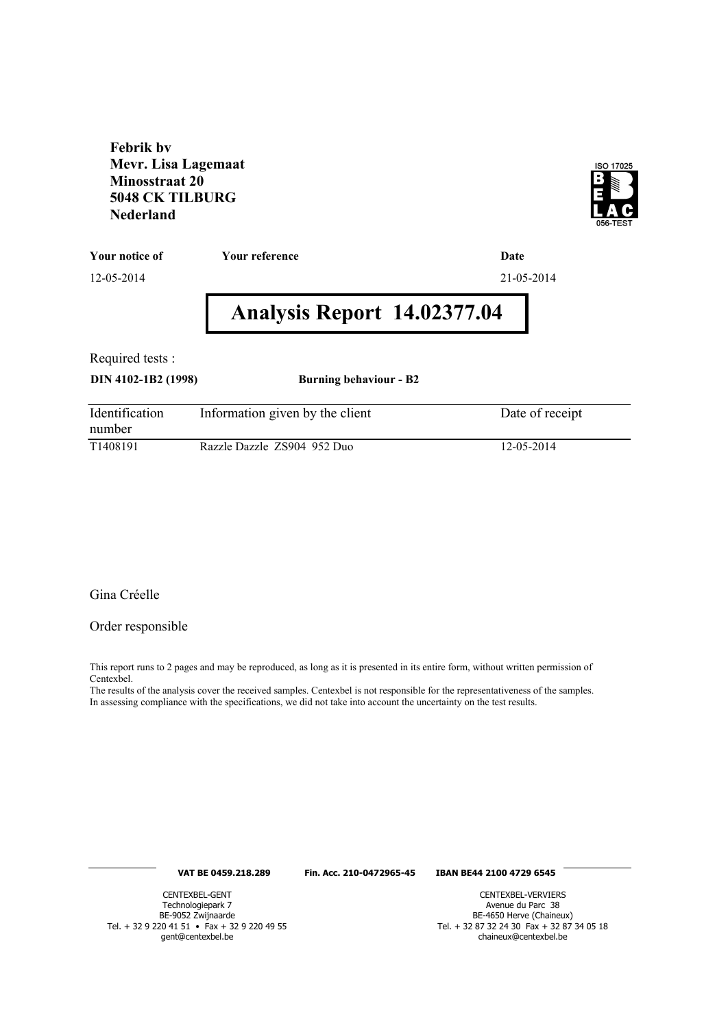**Febrik bv**
**Mevr. Lisa Lagemaat**
**Minosstraat 20**
**5048 CK TILBURG**
**Nederland**

ISO 17025
BELAC
056-TEST

| **Your notice of** | **Your reference** | **Date** |
| --- | --- | --- |
| 12-05-2014 | | 21-05-2014 |

# Analysis Report 14.02377.04

Required tests :

**DIN 4102-1B2 (1998)** **Burning behaviour - B2**

| Identification number | Information given by the client | Date of receipt |
| --- | --- | --- |
| T1408191 | Razzle Dazzle ZS904 952 Duo | 12-05-2014 |

Gina Créelle

Order responsible

This report runs to 2 pages and may be reproduced, as long as it is presented in its entire form, without written permission of Centexbel.
The results of the analysis cover the received samples. Centexbel is not responsible for the representativeness of the samples.
In assessing compliance with the specifications, we did not take into account the uncertainty on the test results.

**VAT BE 0459.218.289** **Fin. Acc. 210-0472965-45** **IBAN BE44 2100 4729 6545**

CENTEXBEL-GENT
Technologiepark 7
BE-9052 Zwijnaarde
Tel. + 32 9 220 41 51 • Fax + 32 9 220 49 55
gent@centexbel.be

CENTEXBEL-VERVIERS
Avenue du Parc 38
BE-4650 Herve (Chaineux)
Tel. + 32 87 32 24 30 Fax + 32 87 34 05 18
chaineux@centexbel.be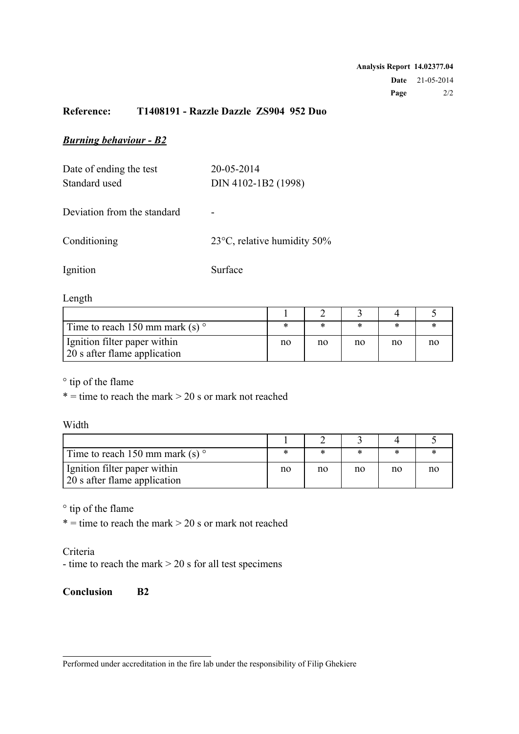**Analysis Report 14.02377.04**
**Date** 21-05-2014

**Reference: T1408191 - Razzle Dazzle ZS904 952 Duo**

***Burning behaviour - B2***

Date of ending the test 20-05-2014
Standard used DIN 4102-1B2 (1998)

Deviation from the standard -

Conditioning 23°C, relative humidity 50%

Ignition Surface

Length

| | 1 | 2 | 3 | 4 | 5 |
|---|---|---|---|---|---|
| Time to reach 150 mm mark (s) ° | * | * | * | * | * |
| Ignition filter paper within 20 s after flame application | no | no | no | no | no |

° tip of the flame
* = time to reach the mark > 20 s or mark not reached

Width

| | 1 | 2 | 3 | 4 | 5 |
|---|---|---|---|---|---|
| Time to reach 150 mm mark (s) ° | * | * | * | * | * |
| Ignition filter paper within 20 s after flame application | no | no | no | no | no |

° tip of the flame
* = time to reach the mark > 20 s or mark not reached

Criteria
- time to reach the mark > 20 s for all test specimens

**Conclusion B2**

Performed under accreditation in the fire lab under the responsibility of Filip Ghekiere